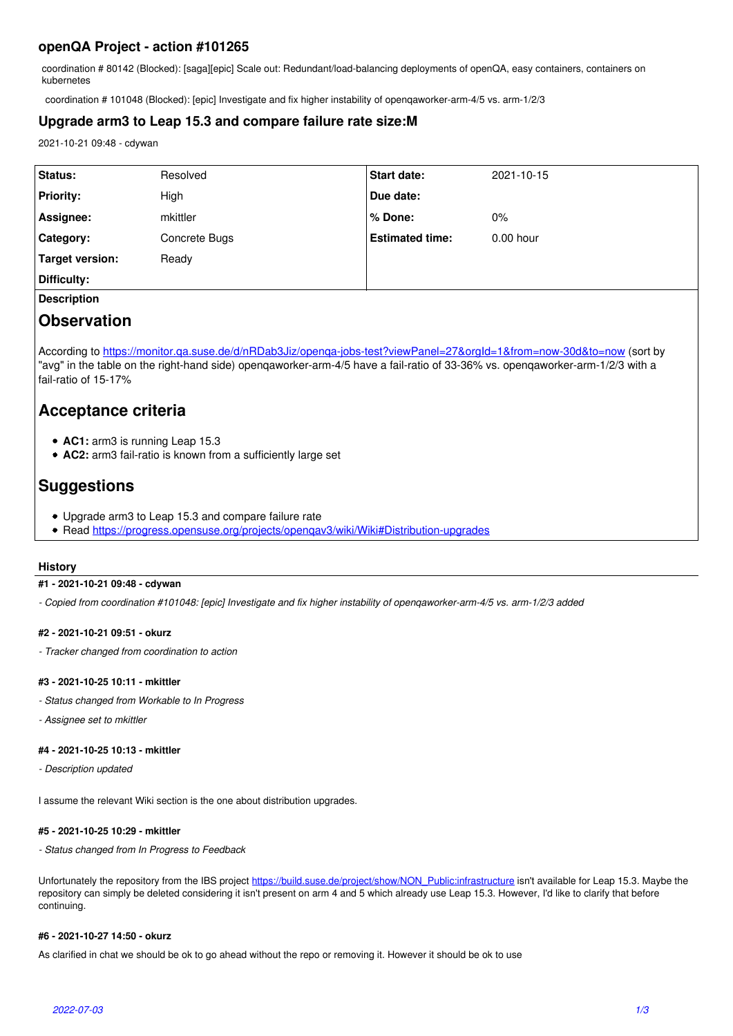## openQA Project - action #101265

coordination # 80142 (Blocked): [saga][epic] Scale out: Redundant/load-balancing deployments of openQA, easy containers, containers on kubernetes

coordination # 101048 (Blocked): [epic] Investigate and fix higher instability of openqaworker-arm-4/5 vs. arm-1/2/3

## Upgrade arm3 to Leap 15.3 and compare failure rate size:M

2021-10-21 09:48 - cdywan

| | | | |
|---|---|---|---|
| **Status:** | Resolved | **Start date:** | 2021-10-15 |
| **Priority:** | High | **Due date:** | |
| **Assignee:** | mkittler | **% Done:** | 0% |
| **Category:** | Concrete Bugs | **Estimated time:** | 0.00 hour |
| **Target version:** | Ready | | |
| **Difficulty:** | | | |

**Description**

# Observation

According to https://monitor.qa.suse.de/d/nRDab3Jiz/openqa-jobs-test?viewPanel=27&orgId=1&from=now-30d&to=now (sort by "avg" in the table on the right-hand side) openqaworker-arm-4/5 have a fail-ratio of 33-36% vs. openqaworker-arm-1/2/3 with a fail-ratio of 15-17%

# Acceptance criteria

- **AC1:** arm3 is running Leap 15.3
- **AC2:** arm3 fail-ratio is known from a sufficiently large set

# Suggestions

- Upgrade arm3 to Leap 15.3 and compare failure rate
- Read https://progress.opensuse.org/projects/openqav3/wiki/Wiki#Distribution-upgrades

**History**

**#1 - 2021-10-21 09:48 - cdywan**

*- Copied from coordination #101048: [epic] Investigate and fix higher instability of openqaworker-arm-4/5 vs. arm-1/2/3 added*

**#2 - 2021-10-21 09:51 - okurz**

*- Tracker changed from coordination to action*

**#3 - 2021-10-25 10:11 - mkittler**

*- Status changed from Workable to In Progress*

*- Assignee set to mkittler*

**#4 - 2021-10-25 10:13 - mkittler**

*- Description updated*

I assume the relevant Wiki section is the one about distribution upgrades.

**#5 - 2021-10-25 10:29 - mkittler**

*- Status changed from In Progress to Feedback*

Unfortunately the repository from the IBS project https://build.suse.de/project/show/NON_Public:infrastructure isn't available for Leap 15.3. Maybe the repository can simply be deleted considering it isn't present on arm 4 and 5 which already use Leap 15.3. However, I'd like to clarify that before continuing.

**#6 - 2021-10-27 14:50 - okurz**

As clarified in chat we should be ok to go ahead without the repo or removing it. However it should be ok to use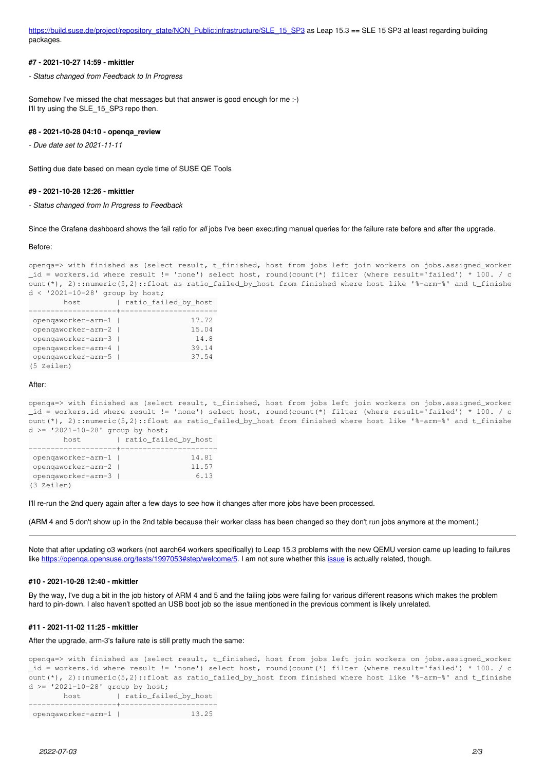https://build.suse.de/project/repository_state/NON_Public:infrastructure/SLE_15_SP3 as Leap 15.3 == SLE 15 SP3 at least regarding building packages.

#### #7 - 2021-10-27 14:59 - mkittler

*- Status changed from Feedback to In Progress*

Somehow I've missed the chat messages but that answer is good enough for me :-)
I'll try using the SLE_15_SP3 repo then.

#### #8 - 2021-10-28 04:10 - openqa_review

*- Due date set to 2021-11-11*

Setting due date based on mean cycle time of SUSE QE Tools

#### #9 - 2021-10-28 12:26 - mkittler

*- Status changed from In Progress to Feedback*

Since the Grafana dashboard shows the fail ratio for *all* jobs I've been executing manual queries for the failure rate before and after the upgrade.

Before:

```
openqa=> with finished as (select result, t_finished, host from jobs left join workers on jobs.assigned_worker
_id = workers.id where result != 'none') select host, round(count(*) filter (where result='failed') * 100. / c
ount(*), 2)::numeric(5,2)::float as ratio_failed_by_host from finished where host like '%-arm-%' and t_finishe
d < '2021-10-28' group by host;
        host         | ratio_failed_by_host 
---------------------+----------------------
 openqaworker-arm-1  |                17.72
 openqaworker-arm-2  |                15.04
 openqaworker-arm-3  |                 14.8
 openqaworker-arm-4  |                39.14
 openqaworker-arm-5  |                37.54
(5 Zeilen)
```

After:

```
openqa=> with finished as (select result, t_finished, host from jobs left join workers on jobs.assigned_worker
_id = workers.id where result != 'none') select host, round(count(*) filter (where result='failed') * 100. / c
ount(*), 2)::numeric(5,2)::float as ratio_failed_by_host from finished where host like '%-arm-%' and t_finishe
d >= '2021-10-28' group by host;
        host         | ratio_failed_by_host 
---------------------+----------------------
 openqaworker-arm-1  |                14.81
 openqaworker-arm-2  |                11.57
 openqaworker-arm-3  |                 6.13
(3 Zeilen)
```

I'll re-run the 2nd query again after a few days to see how it changes after more jobs have been processed.

(ARM 4 and 5 don't show up in the 2nd table because their worker class has been changed so they don't run jobs anymore at the moment.)

---

Note that after updating o3 workers (not aarch64 workers specifically) to Leap 15.3 problems with the new QEMU version came up leading to failures like https://openqa.opensuse.org/tests/1997053#step/welcome/5. I am not sure whether this issue is actually related, though.

#### #10 - 2021-10-28 12:40 - mkittler

By the way, I've dug a bit in the job history of ARM 4 and 5 and the failing jobs were failing for various different reasons which makes the problem hard to pin-down. I also haven't spotted an USB boot job so the issue mentioned in the previous comment is likely unrelated.

#### #11 - 2021-11-02 11:25 - mkittler

After the upgrade, arm-3's failure rate is still pretty much the same:

```
openqa=> with finished as (select result, t_finished, host from jobs left join workers on jobs.assigned_worker
_id = workers.id where result != 'none') select host, round(count(*) filter (where result='failed') * 100. / c
ount(*), 2)::numeric(5,2)::float as ratio_failed_by_host from finished where host like '%-arm-%' and t_finishe
d >= '2021-10-28' group by host;
        host         | ratio_failed_by_host 
---------------------+----------------------
 openqaworker-arm-1  |                13.25
```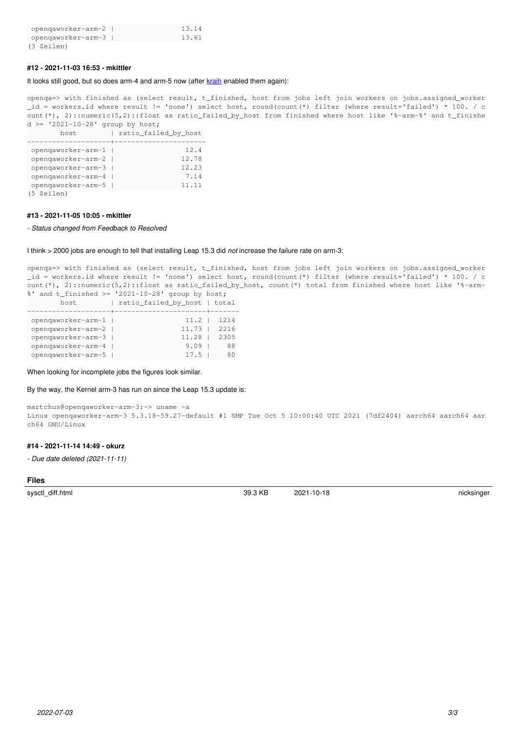```
 openqaworker-arm-2 |                 13.14
 openqaworker-arm-3 |                 13.61
(3 Zeilen)
```

#### #12 - 2021-11-03 16:53 - mkittler

It looks still good, but so does arm-4 and arm-5 now (after kraih enabled them again):

```
openqa=> with finished as (select result, t_finished, host from jobs left join workers on jobs.assigned_worker_id = workers.id where result != 'none') select host, round(count(*) filter (where result='failed') * 100. / count(*), 2)::numeric(5,2)::float as ratio_failed_by_host from finished where host like '%-arm-%' and t_finished >= '2021-10-28' group by host;
        host        | ratio_failed_by_host 
--------------------+----------------------
 openqaworker-arm-1 |                 12.4
 openqaworker-arm-2 |                12.78
 openqaworker-arm-3 |                12.23
 openqaworker-arm-4 |                 7.14
 openqaworker-arm-5 |                11.11
(5 Zeilen)
```

#### #13 - 2021-11-05 10:05 - mkittler

*- Status changed from Feedback to Resolved*

I think > 2000 jobs are enough to tell that installing Leap 15.3 did *not* increase the failure rate on arm-3:

```
openqa=> with finished as (select result, t_finished, host from jobs left join workers on jobs.assigned_worker_id = workers.id where result != 'none') select host, round(count(*) filter (where result='failed') * 100. / count(*), 2)::numeric(5,2)::float as ratio_failed_by_host, count(*) total from finished where host like '%-arm-%' and t_finished >= '2021-10-28' group by host;
        host        | ratio_failed_by_host | total 
--------------------+----------------------+-------
 openqaworker-arm-1 |                 11.2 |  1214
 openqaworker-arm-2 |                11.73 |  2216
 openqaworker-arm-3 |                11.28 |  2305
 openqaworker-arm-4 |                 9.09 |    88
 openqaworker-arm-5 |                 17.5 |    80
```

When looking for incomplete jobs the figures look similar.

By the way, the Kernel arm-3 has run on since the Leap 15.3 update is:

```
martchus@openqaworker-arm-3:~> uname -a
Linux openqaworker-arm-3 5.3.18-59.27-default #1 SMP Tue Oct 5 10:00:40 UTC 2021 (7df2404) aarch64 aarch64 aarch64 GNU/Linux
```

#### #14 - 2021-11-14 14:49 - okurz

*- Due date deleted (2021-11-11)*

### Files

| | | | |
|---|---|---|---|
| sysctl_diff.html | 39.3 KB | 2021-10-18 | nicksinger |